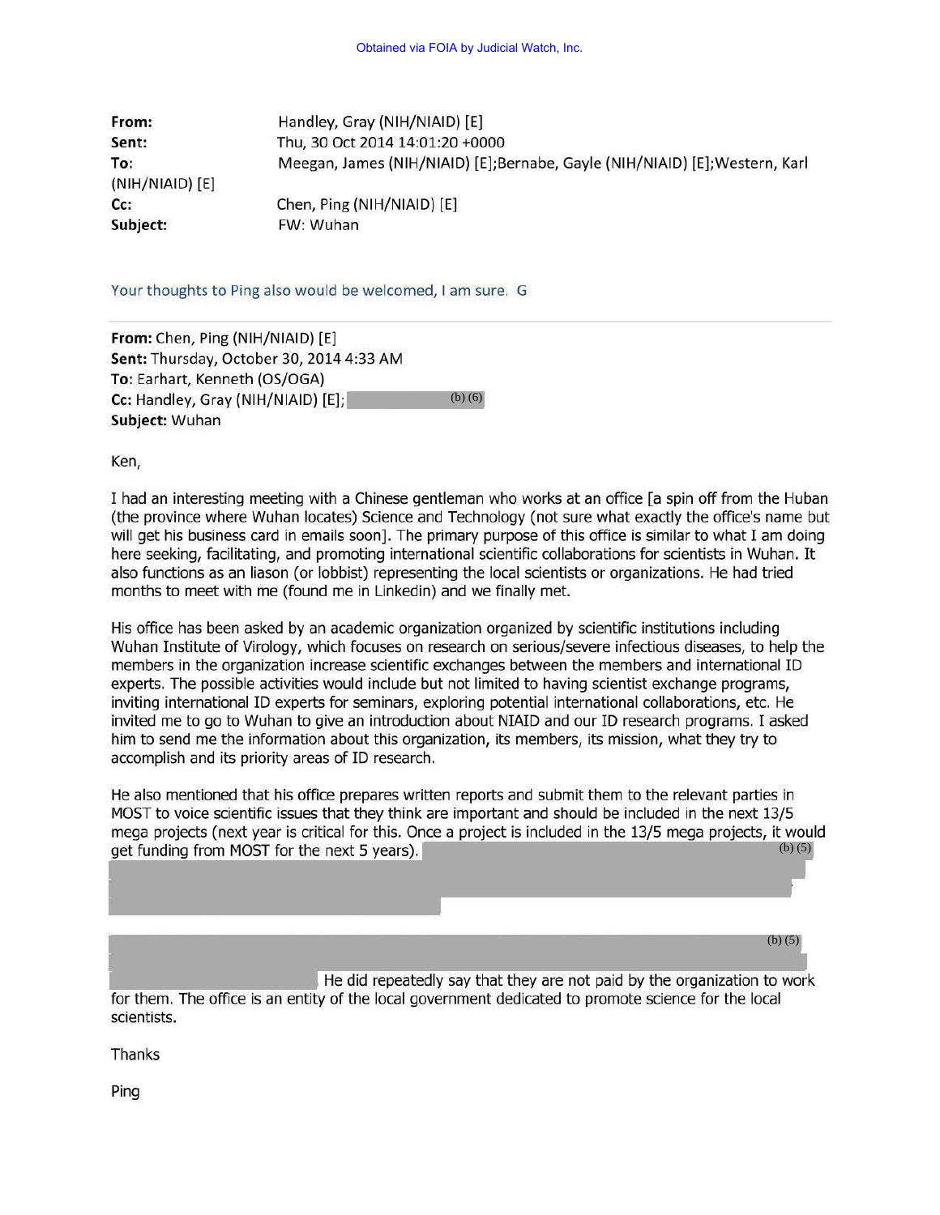Obtained via FOIA by Judicial Watch, Inc.

**From:** Handley, Gray (NIH/NIAID) [E]
**Sent:** Thu, 30 Oct 2014 14:01:20 +0000
**To:** Meegan, James (NIH/NIAID) [E];Bernabe, Gayle (NIH/NIAID) [E];Western, Karl (NIH/NIAID) [E]
**Cc:** Chen, Ping (NIH/NIAID) [E]
**Subject:** FW: Wuhan

Your thoughts to Ping also would be welcomed, I am sure. G

---

**From:** Chen, Ping (NIH/NIAID) [E]
**Sent:** Thursday, October 30, 2014 4:33 AM
**To:** Earhart, Kenneth (OS/OGA)
**Cc:** Handley, Gray (NIH/NIAID) [E]; (b) (6)
**Subject:** Wuhan

Ken,

I had an interesting meeting with a Chinese gentleman who works at an office [a spin off from the Huban (the province where Wuhan locates) Science and Technology (not sure what exactly the office's name but will get his business card in emails soon]. The primary purpose of this office is similar to what I am doing here seeking, facilitating, and promoting international scientific collaborations for scientists in Wuhan. It also functions as an liason (or lobbist) representing the local scientists or organizations. He had tried months to meet with me (found me in Linkedin) and we finally met.

His office has been asked by an academic organization organized by scientific institutions including Wuhan Institute of Virology, which focuses on research on serious/severe infectious diseases, to help the members in the organization increase scientific exchanges between the members and international ID experts. The possible activities would include but not limited to having scientist exchange programs, inviting international ID experts for seminars, exploring potential international collaborations, etc. He invited me to go to Wuhan to give an introduction about NIAID and our ID research programs. I asked him to send me the information about this organization, its members, its mission, what they try to accomplish and its priority areas of ID research.

He also mentioned that his office prepares written reports and submit them to the relevant parties in MOST to voice scientific issues that they think are important and should be included in the next 13/5 mega projects (next year is critical for this. Once a project is included in the 13/5 mega projects, it would get funding from MOST for the next 5 years). (b) (5)

(b) (5)

He did repeatedly say that they are not paid by the organization to work for them. The office is an entity of the local government dedicated to promote science for the local scientists.

Thanks

Ping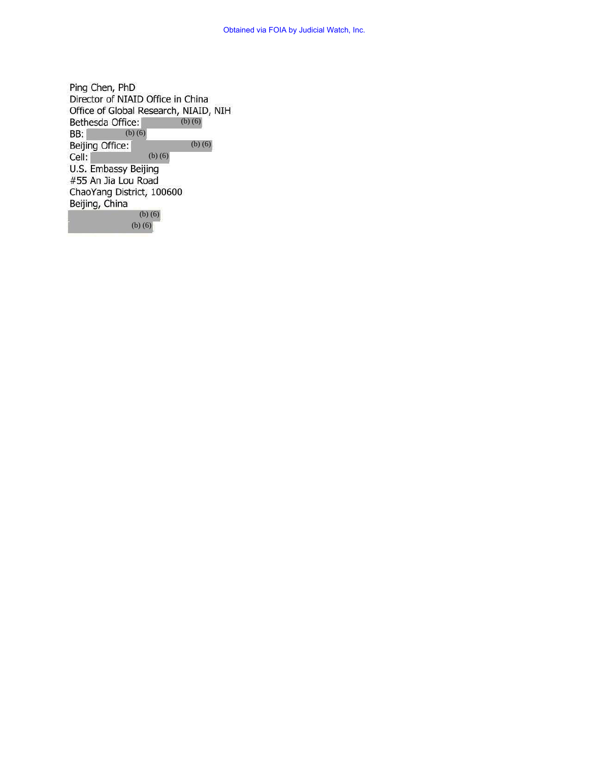Obtained via FOIA by Judicial Watch, Inc.

Ping Chen, PhD
Director of NIAID Office in China
Office of Global Research, NIAID, NIH
Bethesda Office: (b) (6)
BB: (b) (6)
Beijing Office: (b) (6)
Cell: (b) (6)
U.S. Embassy Beijing
#55 An Jia Lou Road
ChaoYang District, 100600
Beijing, China
(b) (6)
(b) (6)